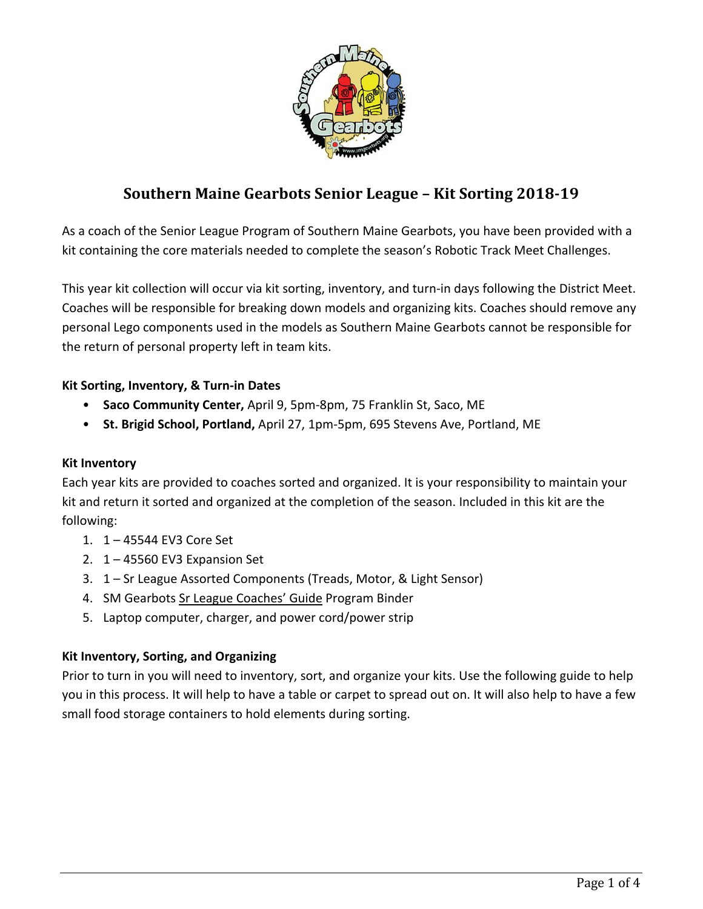# Southern Maine Gearbots Senior League – Kit Sorting 2018-19

As a coach of the Senior League Program of Southern Maine Gearbots, you have been provided with a kit containing the core materials needed to complete the season's Robotic Track Meet Challenges.

This year kit collection will occur via kit sorting, inventory, and turn-in days following the District Meet. Coaches will be responsible for breaking down models and organizing kits. Coaches should remove any personal Lego components used in the models as Southern Maine Gearbots cannot be responsible for the return of personal property left in team kits.

**Kit Sorting, Inventory, & Turn-in Dates**

- **Saco Community Center,** April 9, 5pm-8pm, 75 Franklin St, Saco, ME
- **St. Brigid School, Portland,** April 27, 1pm-5pm, 695 Stevens Ave, Portland, ME

**Kit Inventory**

Each year kits are provided to coaches sorted and organized. It is your responsibility to maintain your kit and return it sorted and organized at the completion of the season. Included in this kit are the following:

1. 1 – 45544 EV3 Core Set
2. 1 – 45560 EV3 Expansion Set
3. 1 – Sr League Assorted Components (Treads, Motor, & Light Sensor)
4. SM Gearbots Sr League Coaches' Guide Program Binder
5. Laptop computer, charger, and power cord/power strip

**Kit Inventory, Sorting, and Organizing**

Prior to turn in you will need to inventory, sort, and organize your kits. Use the following guide to help you in this process. It will help to have a table or carpet to spread out on. It will also help to have a few small food storage containers to hold elements during sorting.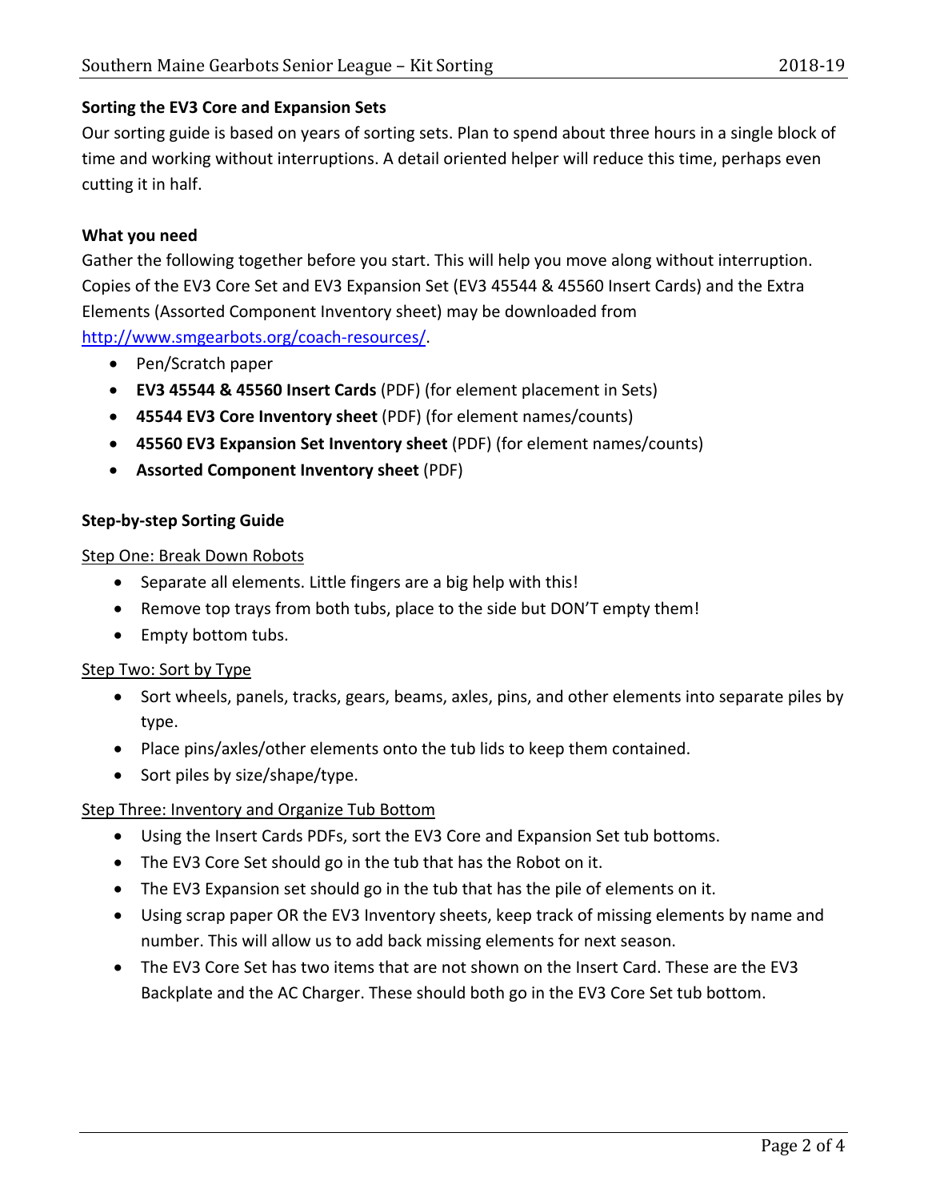**Sorting the EV3 Core and Expansion Sets**

Our sorting guide is based on years of sorting sets. Plan to spend about three hours in a single block of time and working without interruptions. A detail oriented helper will reduce this time, perhaps even cutting it in half.

**What you need**

Gather the following together before you start. This will help you move along without interruption. Copies of the EV3 Core Set and EV3 Expansion Set (EV3 45544 & 45560 Insert Cards) and the Extra Elements (Assorted Component Inventory sheet) may be downloaded from [http://www.smgearbots.org/coach-resources/](http://www.smgearbots.org/coach-resources/).

- Pen/Scratch paper
- **EV3 45544 & 45560 Insert Cards** (PDF) (for element placement in Sets)
- **45544 EV3 Core Inventory sheet** (PDF) (for element names/counts)
- **45560 EV3 Expansion Set Inventory sheet** (PDF) (for element names/counts)
- **Assorted Component Inventory sheet** (PDF)

**Step-by-step Sorting Guide**

Step One: Break Down Robots

- Separate all elements. Little fingers are a big help with this!
- Remove top trays from both tubs, place to the side but DON'T empty them!
- Empty bottom tubs.

Step Two: Sort by Type

- Sort wheels, panels, tracks, gears, beams, axles, pins, and other elements into separate piles by type.
- Place pins/axles/other elements onto the tub lids to keep them contained.
- Sort piles by size/shape/type.

Step Three: Inventory and Organize Tub Bottom

- Using the Insert Cards PDFs, sort the EV3 Core and Expansion Set tub bottoms.
- The EV3 Core Set should go in the tub that has the Robot on it.
- The EV3 Expansion set should go in the tub that has the pile of elements on it.
- Using scrap paper OR the EV3 Inventory sheets, keep track of missing elements by name and number. This will allow us to add back missing elements for next season.
- The EV3 Core Set has two items that are not shown on the Insert Card. These are the EV3 Backplate and the AC Charger. These should both go in the EV3 Core Set tub bottom.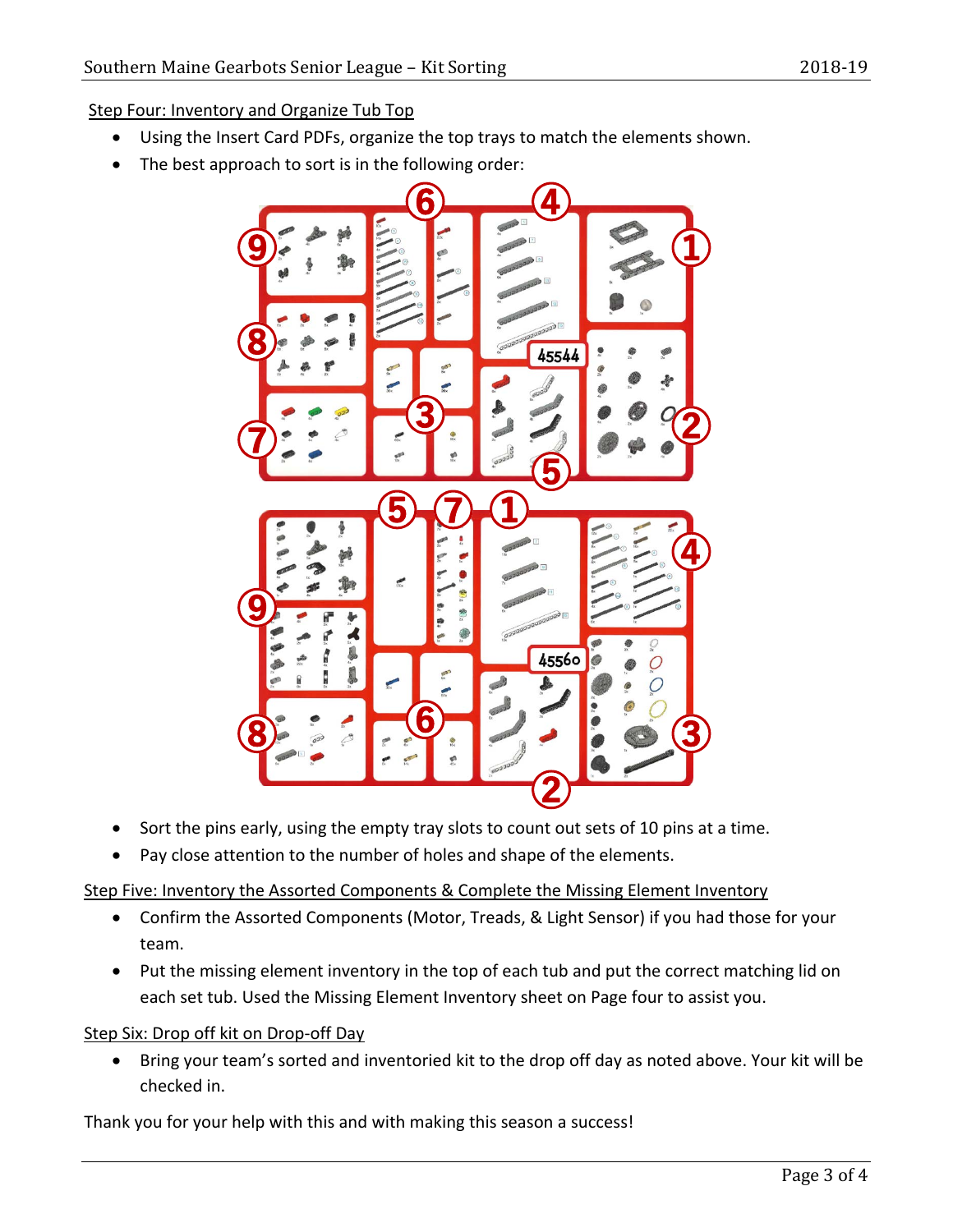Step Four: Inventory and Organize Tub Top

- Using the Insert Card PDFs, organize the top trays to match the elements shown.
- The best approach to sort is in the following order:

- Sort the pins early, using the empty tray slots to count out sets of 10 pins at a time.
- Pay close attention to the number of holes and shape of the elements.

Step Five: Inventory the Assorted Components & Complete the Missing Element Inventory

- Confirm the Assorted Components (Motor, Treads, & Light Sensor) if you had those for your team.
- Put the missing element inventory in the top of each tub and put the correct matching lid on each set tub. Used the Missing Element Inventory sheet on Page four to assist you.

Step Six: Drop off kit on Drop-off Day

- Bring your team's sorted and inventoried kit to the drop off day as noted above. Your kit will be checked in.

Thank you for your help with this and with making this season a success!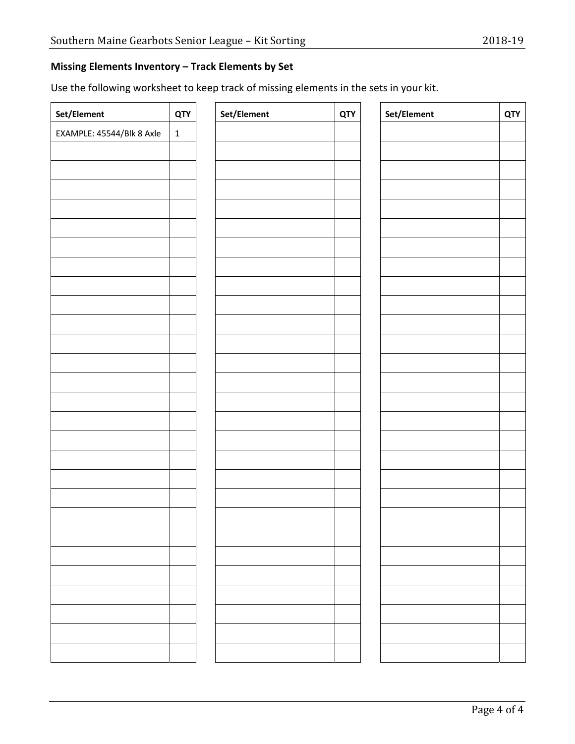**Missing Elements Inventory – Track Elements by Set**

Use the following worksheet to keep track of missing elements in the sets in your kit.

| Set/Element | QTY | Set/Element | QTY | Set/Element | QTY |
|---|---|---|---|---|---|
| EXAMPLE: 45544/Blk 8 Axle | 1 | | | | |
| | | | | | |
| | | | | | |
| | | | | | |
| | | | | | |
| | | | | | |
| | | | | | |
| | | | | | |
| | | | | | |
| | | | | | |
| | | | | | |
| | | | | | |
| | | | | | |
| | | | | | |
| | | | | | |
| | | | | | |
| | | | | | |
| | | | | | |
| | | | | | |
| | | | | | |
| | | | | | |
| | | | | | |
| | | | | | |
| | | | | | |
| | | | | | |
| | | | | | |
| | | | | | |
| | | | | | |